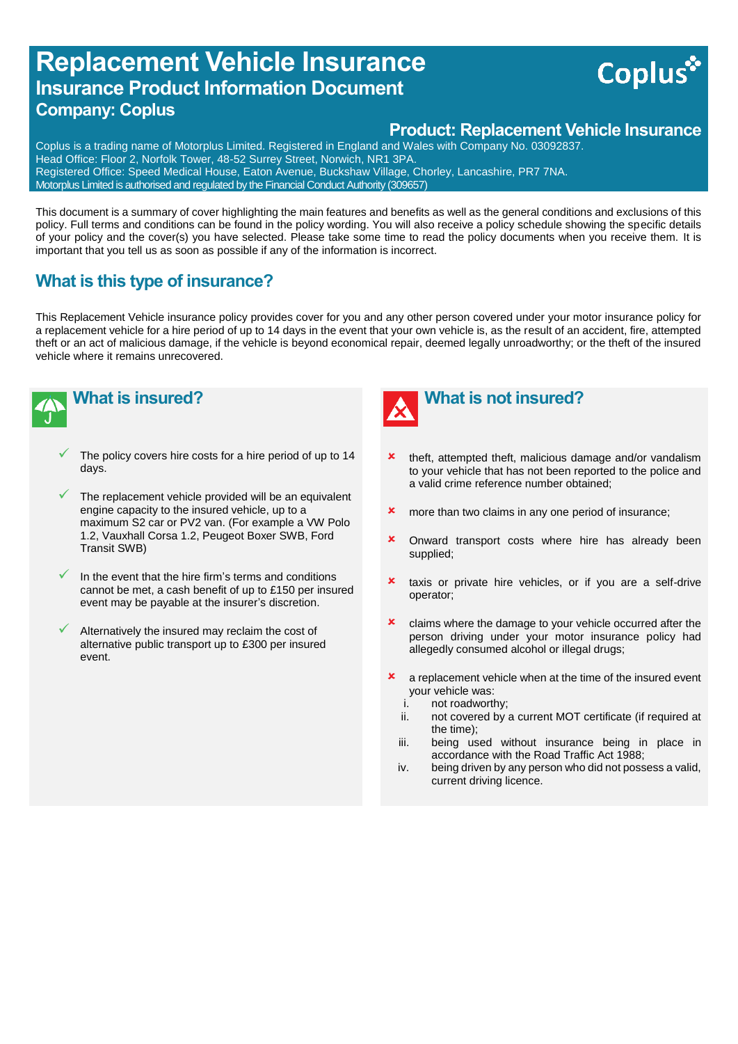# Replacement Vehicle Insurance

## Insurance Product Information Document

### Company: Coplus

### Product: Replacement Vehicle Insurance

Coplus is a trading name of Motorplus Limited. Registered in England and Wales with Company No. 03092837.
Head Office: Floor 2, Norfolk Tower, 48-52 Surrey Street, Norwich, NR1 3PA.
Registered Office: Speed Medical House, Eaton Avenue, Buckshaw Village, Chorley, Lancashire, PR7 7NA.
Motorplus Limited is authorised and regulated by the Financial Conduct Authority (309657)

This document is a summary of cover highlighting the main features and benefits as well as the general conditions and exclusions of this policy. Full terms and conditions can be found in the policy wording. You will also receive a policy schedule showing the specific details of your policy and the cover(s) you have selected. Please take some time to read the policy documents when you receive them. It is important that you tell us as soon as possible if any of the information is incorrect.

## What is this type of insurance?

This Replacement Vehicle insurance policy provides cover for you and any other person covered under your motor insurance policy for a replacement vehicle for a hire period of up to 14 days in the event that your own vehicle is, as the result of an accident, fire, attempted theft or an act of malicious damage, if the vehicle is beyond economical repair, deemed legally unroadworthy; or the theft of the insured vehicle where it remains unrecovered.

## What is insured?

- ✓ The policy covers hire costs for a hire period of up to 14 days.
- ✓ The replacement vehicle provided will be an equivalent engine capacity to the insured vehicle, up to a maximum S2 car or PV2 van. (For example a VW Polo 1.2, Vauxhall Corsa 1.2, Peugeot Boxer SWB, Ford Transit SWB)
- ✓ In the event that the hire firm's terms and conditions cannot be met, a cash benefit of up to £150 per insured event may be payable at the insurer's discretion.
- ✓ Alternatively the insured may reclaim the cost of alternative public transport up to £300 per insured event.

## What is not insured?

- ✗ theft, attempted theft, malicious damage and/or vandalism to your vehicle that has not been reported to the police and a valid crime reference number obtained;
- ✗ more than two claims in any one period of insurance;
- ✗ Onward transport costs where hire has already been supplied;
- ✗ taxis or private hire vehicles, or if you are a self-drive operator;
- ✗ claims where the damage to your vehicle occurred after the person driving under your motor insurance policy had allegedly consumed alcohol or illegal drugs;
- ✗ a replacement vehicle when at the time of the insured event your vehicle was:
  - i. not roadworthy;
  - ii. not covered by a current MOT certificate (if required at the time);
  - iii. being used without insurance being in place in accordance with the Road Traffic Act 1988;
  - iv. being driven by any person who did not possess a valid, current driving licence.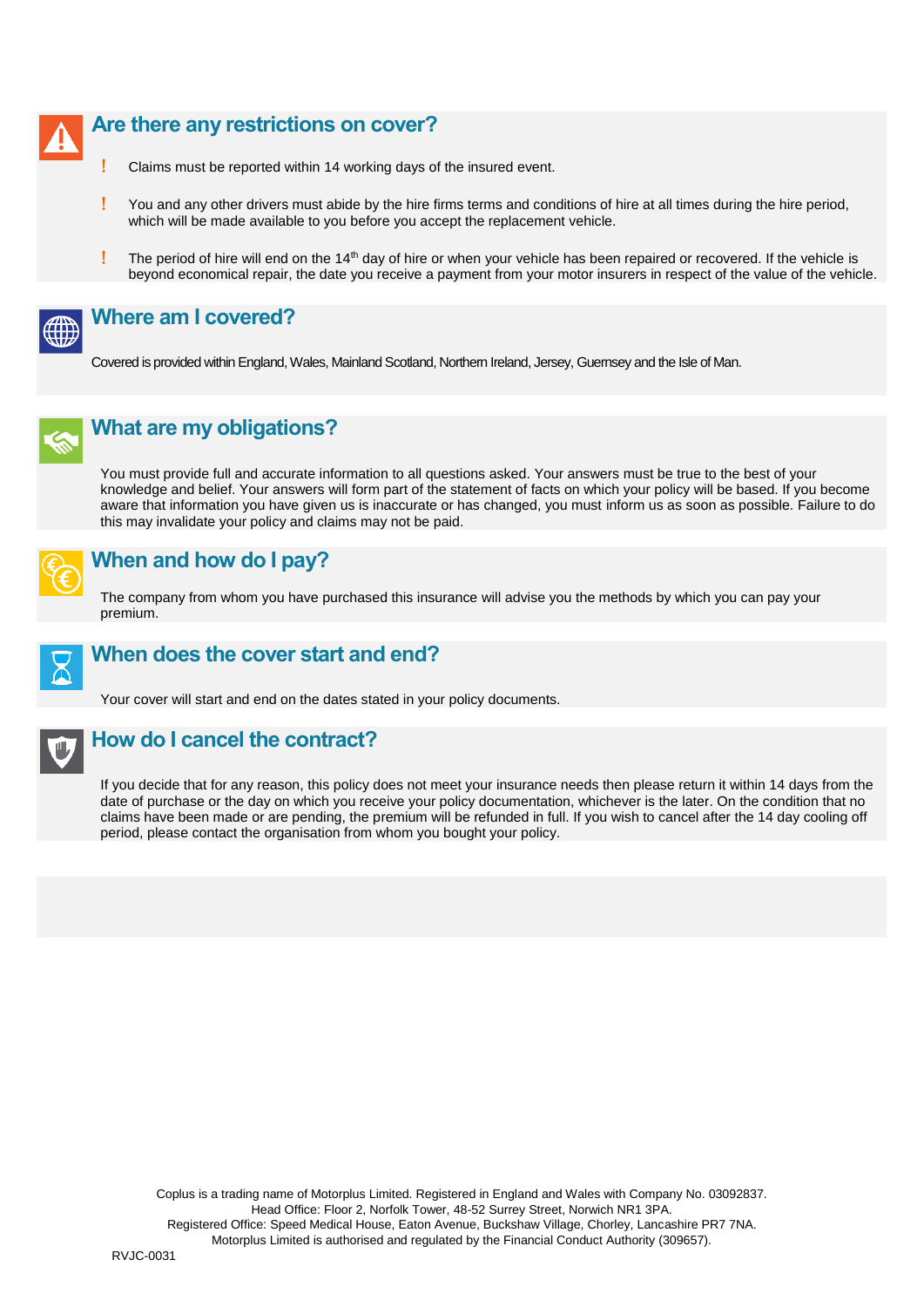## Are there any restrictions on cover?

- ! Claims must be reported within 14 working days of the insured event.
- ! You and any other drivers must abide by the hire firms terms and conditions of hire at all times during the hire period, which will be made available to you before you accept the replacement vehicle.
- ! The period of hire will end on the 14th day of hire or when your vehicle has been repaired or recovered. If the vehicle is beyond economical repair, the date you receive a payment from your motor insurers in respect of the value of the vehicle.

## Where am I covered?

Covered is provided within England, Wales, Mainland Scotland, Northern Ireland, Jersey, Guernsey and the Isle of Man.

## What are my obligations?

You must provide full and accurate information to all questions asked. Your answers must be true to the best of your knowledge and belief. Your answers will form part of the statement of facts on which your policy will be based. If you become aware that information you have given us is inaccurate or has changed, you must inform us as soon as possible. Failure to do this may invalidate your policy and claims may not be paid.

## When and how do I pay?

The company from whom you have purchased this insurance will advise you the methods by which you can pay your premium.

## When does the cover start and end?

Your cover will start and end on the dates stated in your policy documents.

## How do I cancel the contract?

If you decide that for any reason, this policy does not meet your insurance needs then please return it within 14 days from the date of purchase or the day on which you receive your policy documentation, whichever is the later. On the condition that no claims have been made or are pending, the premium will be refunded in full. If you wish to cancel after the 14 day cooling off period, please contact the organisation from whom you bought your policy.

Coplus is a trading name of Motorplus Limited. Registered in England and Wales with Company No. 03092837.
Head Office: Floor 2, Norfolk Tower, 48-52 Surrey Street, Norwich NR1 3PA.
Registered Office: Speed Medical House, Eaton Avenue, Buckshaw Village, Chorley, Lancashire PR7 7NA.
Motorplus Limited is authorised and regulated by the Financial Conduct Authority (309657).

RVJC-0031